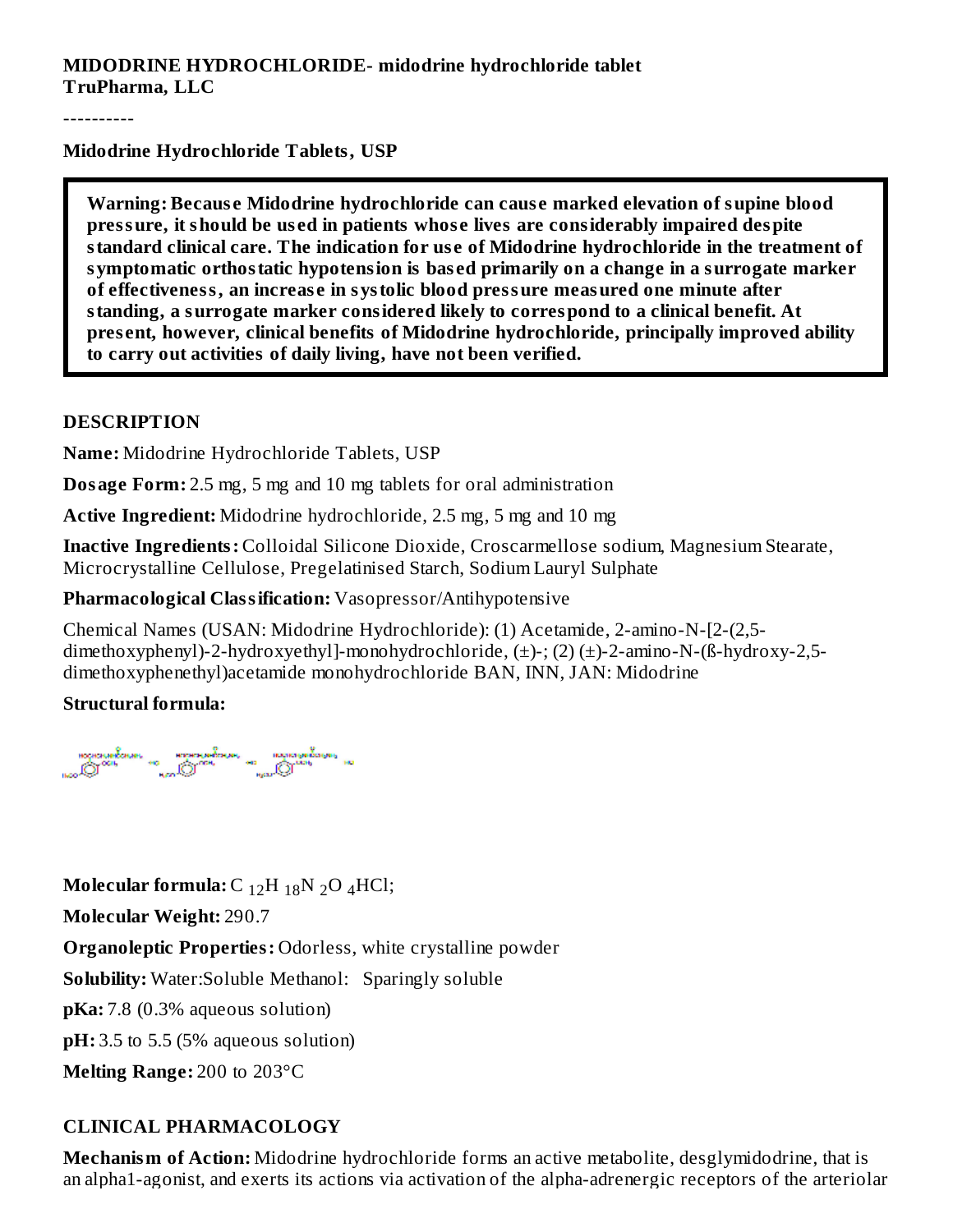**MIDODRINE HYDROCHLORIDE- midodrine hydrochloride tablet**
**TruPharma, LLC**

----------

**Midodrine Hydrochloride Tablets, USP**

> **Warning: Because Midodrine hydrochloride can cause marked elevation of supine blood pressure, it should be used in patients whose lives are considerably impaired despite standard clinical care. The indication for use of Midodrine hydrochloride in the treatment of symptomatic orthostatic hypotension is based primarily on a change in a surrogate marker of effectiveness, an increase in systolic blood pressure measured one minute after standing, a surrogate marker considered likely to correspond to a clinical benefit. At present, however, clinical benefits of Midodrine hydrochloride, principally improved ability to carry out activities of daily living, have not been verified.**

## DESCRIPTION

**Name:** Midodrine Hydrochloride Tablets, USP

**Dosage Form:** 2.5 mg, 5 mg and 10 mg tablets for oral administration

**Active Ingredient:** Midodrine hydrochloride, 2.5 mg, 5 mg and 10 mg

**Inactive Ingredients:** Colloidal Silicone Dioxide, Croscarmellose sodium, Magnesium Stearate, Microcrystalline Cellulose, Pregelatinised Starch, Sodium Lauryl Sulphate

**Pharmacological Classification:** Vasopressor/Antihypotensive

Chemical Names (USAN: Midodrine Hydrochloride): (1) Acetamide, 2-amino-N-[2-(2,5-dimethoxyphenyl)-2-hydroxyethyl]-monohydrochloride, (±)-; (2) (±)-2-amino-N-(ß-hydroxy-2,5-dimethoxyphenethyl)acetamide monohydrochloride BAN, INN, JAN: Midodrine

**Structural formula:**

**Molecular formula:** $C_{12}H_{18}N_2O_4HCl$;

**Molecular Weight:** 290.7

**Organoleptic Properties:** Odorless, white crystalline powder

**Solubility:** Water:Soluble Methanol: Sparingly soluble

**pKa:** 7.8 (0.3% aqueous solution)

**pH:** 3.5 to 5.5 (5% aqueous solution)

**Melting Range:** 200 to 203°C

## CLINICAL PHARMACOLOGY

**Mechanism of Action:** Midodrine hydrochloride forms an active metabolite, desglymidodrine, that is an alpha1-agonist, and exerts its actions via activation of the alpha-adrenergic receptors of the arteriolar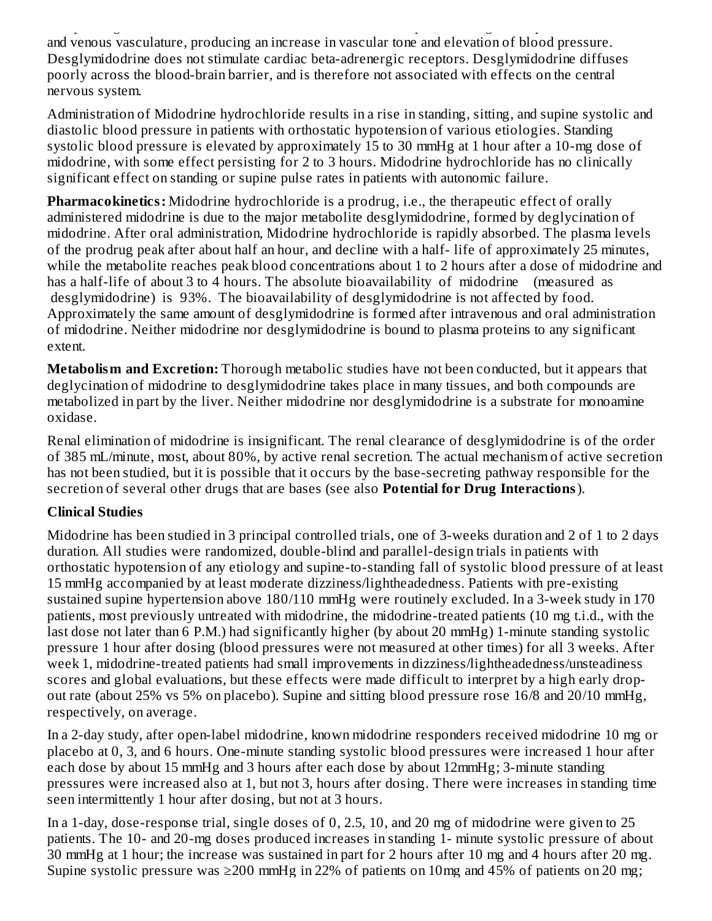and venous vasculature, producing an increase in vascular tone and elevation of blood pressure. Desglymidodrine does not stimulate cardiac beta-adrenergic receptors. Desglymidodrine diffuses poorly across the blood-brain barrier, and is therefore not associated with effects on the central nervous system.

Administration of Midodrine hydrochloride results in a rise in standing, sitting, and supine systolic and diastolic blood pressure in patients with orthostatic hypotension of various etiologies. Standing systolic blood pressure is elevated by approximately 15 to 30 mmHg at 1 hour after a 10-mg dose of midodrine, with some effect persisting for 2 to 3 hours. Midodrine hydrochloride has no clinically significant effect on standing or supine pulse rates in patients with autonomic failure.

**Pharmacokinetics:** Midodrine hydrochloride is a prodrug, i.e., the therapeutic effect of orally administered midodrine is due to the major metabolite desglymidodrine, formed by deglycination of midodrine. After oral administration, Midodrine hydrochloride is rapidly absorbed. The plasma levels of the prodrug peak after about half an hour, and decline with a half- life of approximately 25 minutes, while the metabolite reaches peak blood concentrations about 1 to 2 hours after a dose of midodrine and has a half-life of about 3 to 4 hours. The absolute bioavailability of midodrine (measured as desglymidodrine) is 93%. The bioavailability of desglymidodrine is not affected by food. Approximately the same amount of desglymidodrine is formed after intravenous and oral administration of midodrine. Neither midodrine nor desglymidodrine is bound to plasma proteins to any significant extent.

**Metabolism and Excretion:** Thorough metabolic studies have not been conducted, but it appears that deglycination of midodrine to desglymidodrine takes place in many tissues, and both compounds are metabolized in part by the liver. Neither midodrine nor desglymidodrine is a substrate for monoamine oxidase.

Renal elimination of midodrine is insignificant. The renal clearance of desglymidodrine is of the order of 385 mL/minute, most, about 80%, by active renal secretion. The actual mechanism of active secretion has not been studied, but it is possible that it occurs by the base-secreting pathway responsible for the secretion of several other drugs that are bases (see also **Potential for Drug Interactions**).

### Clinical Studies

Midodrine has been studied in 3 principal controlled trials, one of 3-weeks duration and 2 of 1 to 2 days duration. All studies were randomized, double-blind and parallel-design trials in patients with orthostatic hypotension of any etiology and supine-to-standing fall of systolic blood pressure of at least 15 mmHg accompanied by at least moderate dizziness/lightheadedness. Patients with pre-existing sustained supine hypertension above 180/110 mmHg were routinely excluded. In a 3-week study in 170 patients, most previously untreated with midodrine, the midodrine-treated patients (10 mg t.i.d., with the last dose not later than 6 P.M.) had significantly higher (by about 20 mmHg) 1-minute standing systolic pressure 1 hour after dosing (blood pressures were not measured at other times) for all 3 weeks. After week 1, midodrine-treated patients had small improvements in dizziness/lightheadedness/unsteadiness scores and global evaluations, but these effects were made difficult to interpret by a high early drop-out rate (about 25% vs 5% on placebo). Supine and sitting blood pressure rose 16/8 and 20/10 mmHg, respectively, on average.

In a 2-day study, after open-label midodrine, known midodrine responders received midodrine 10 mg or placebo at 0, 3, and 6 hours. One-minute standing systolic blood pressures were increased 1 hour after each dose by about 15 mmHg and 3 hours after each dose by about 12mmHg; 3-minute standing pressures were increased also at 1, but not 3, hours after dosing. There were increases in standing time seen intermittently 1 hour after dosing, but not at 3 hours.

In a 1-day, dose-response trial, single doses of 0, 2.5, 10, and 20 mg of midodrine were given to 25 patients. The 10- and 20-mg doses produced increases in standing 1- minute systolic pressure of about 30 mmHg at 1 hour; the increase was sustained in part for 2 hours after 10 mg and 4 hours after 20 mg. Supine systolic pressure was ≥200 mmHg in 22% of patients on 10mg and 45% of patients on 20 mg;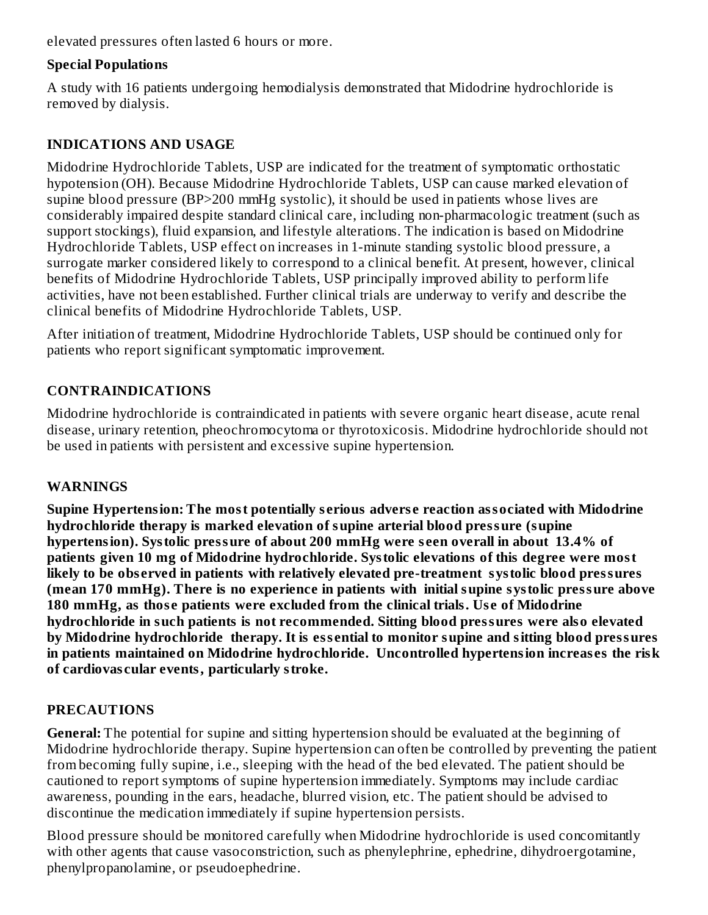elevated pressures often lasted 6 hours or more.

**Special Populations**

A study with 16 patients undergoing hemodialysis demonstrated that Midodrine hydrochloride is removed by dialysis.

## INDICATIONS AND USAGE

Midodrine Hydrochloride Tablets, USP are indicated for the treatment of symptomatic orthostatic hypotension (OH). Because Midodrine Hydrochloride Tablets, USP can cause marked elevation of supine blood pressure (BP>200 mmHg systolic), it should be used in patients whose lives are considerably impaired despite standard clinical care, including non-pharmacologic treatment (such as support stockings), fluid expansion, and lifestyle alterations. The indication is based on Midodrine Hydrochloride Tablets, USP effect on increases in 1-minute standing systolic blood pressure, a surrogate marker considered likely to correspond to a clinical benefit. At present, however, clinical benefits of Midodrine Hydrochloride Tablets, USP principally improved ability to perform life activities, have not been established. Further clinical trials are underway to verify and describe the clinical benefits of Midodrine Hydrochloride Tablets, USP.

After initiation of treatment, Midodrine Hydrochloride Tablets, USP should be continued only for patients who report significant symptomatic improvement.

## CONTRAINDICATIONS

Midodrine hydrochloride is contraindicated in patients with severe organic heart disease, acute renal disease, urinary retention, pheochromocytoma or thyrotoxicosis. Midodrine hydrochloride should not be used in patients with persistent and excessive supine hypertension.

## WARNINGS

**Supine Hypertension: The most potentially serious adverse reaction associated with Midodrine hydrochloride therapy is marked elevation of supine arterial blood pressure (supine hypertension). Systolic pressure of about 200 mmHg were seen overall in about 13.4% of patients given 10 mg of Midodrine hydrochloride. Systolic elevations of this degree were most likely to be observed in patients with relatively elevated pre-treatment systolic blood pressures (mean 170 mmHg). There is no experience in patients with initial supine systolic pressure above 180 mmHg, as those patients were excluded from the clinical trials. Use of Midodrine hydrochloride in such patients is not recommended. Sitting blood pressures were also elevated by Midodrine hydrochloride therapy. It is essential to monitor supine and sitting blood pressures in patients maintained on Midodrine hydrochloride. Uncontrolled hypertension increases the risk of cardiovascular events, particularly stroke.**

## PRECAUTIONS

**General:** The potential for supine and sitting hypertension should be evaluated at the beginning of Midodrine hydrochloride therapy. Supine hypertension can often be controlled by preventing the patient from becoming fully supine, i.e., sleeping with the head of the bed elevated. The patient should be cautioned to report symptoms of supine hypertension immediately. Symptoms may include cardiac awareness, pounding in the ears, headache, blurred vision, etc. The patient should be advised to discontinue the medication immediately if supine hypertension persists.

Blood pressure should be monitored carefully when Midodrine hydrochloride is used concomitantly with other agents that cause vasoconstriction, such as phenylephrine, ephedrine, dihydroergotamine, phenylpropanolamine, or pseudoephedrine.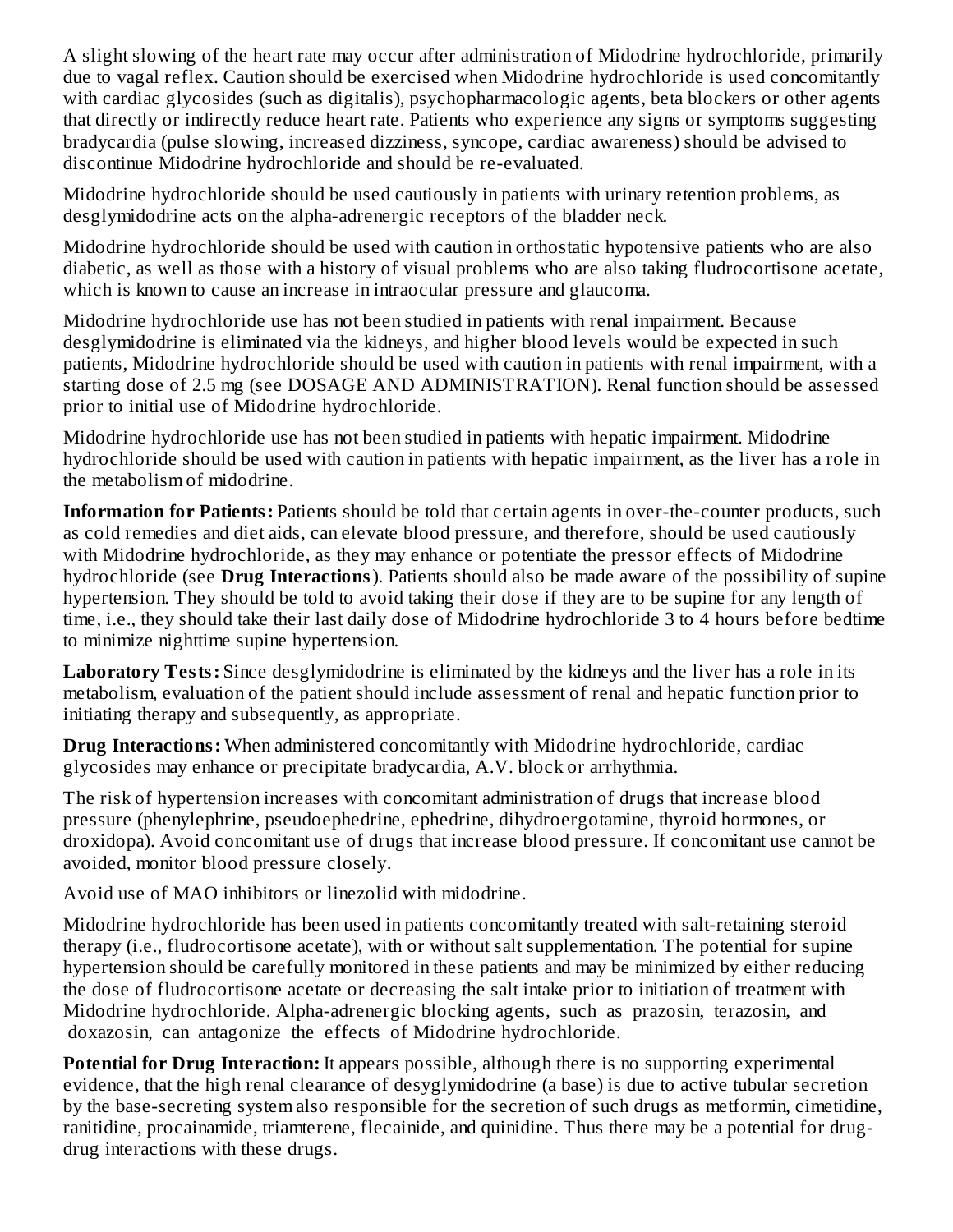A slight slowing of the heart rate may occur after administration of Midodrine hydrochloride, primarily due to vagal reflex. Caution should be exercised when Midodrine hydrochloride is used concomitantly with cardiac glycosides (such as digitalis), psychopharmacologic agents, beta blockers or other agents that directly or indirectly reduce heart rate. Patients who experience any signs or symptoms suggesting bradycardia (pulse slowing, increased dizziness, syncope, cardiac awareness) should be advised to discontinue Midodrine hydrochloride and should be re-evaluated.

Midodrine hydrochloride should be used cautiously in patients with urinary retention problems, as desglymidodrine acts on the alpha-adrenergic receptors of the bladder neck.

Midodrine hydrochloride should be used with caution in orthostatic hypotensive patients who are also diabetic, as well as those with a history of visual problems who are also taking fludrocortisone acetate, which is known to cause an increase in intraocular pressure and glaucoma.

Midodrine hydrochloride use has not been studied in patients with renal impairment. Because desglymidodrine is eliminated via the kidneys, and higher blood levels would be expected in such patients, Midodrine hydrochloride should be used with caution in patients with renal impairment, with a starting dose of 2.5 mg (see DOSAGE AND ADMINISTRATION). Renal function should be assessed prior to initial use of Midodrine hydrochloride.

Midodrine hydrochloride use has not been studied in patients with hepatic impairment. Midodrine hydrochloride should be used with caution in patients with hepatic impairment, as the liver has a role in the metabolism of midodrine.

**Information for Patients:** Patients should be told that certain agents in over-the-counter products, such as cold remedies and diet aids, can elevate blood pressure, and therefore, should be used cautiously with Midodrine hydrochloride, as they may enhance or potentiate the pressor effects of Midodrine hydrochloride (see **Drug Interactions**). Patients should also be made aware of the possibility of supine hypertension. They should be told to avoid taking their dose if they are to be supine for any length of time, i.e., they should take their last daily dose of Midodrine hydrochloride 3 to 4 hours before bedtime to minimize nighttime supine hypertension.

**Laboratory Tests:** Since desglymidodrine is eliminated by the kidneys and the liver has a role in its metabolism, evaluation of the patient should include assessment of renal and hepatic function prior to initiating therapy and subsequently, as appropriate.

**Drug Interactions:** When administered concomitantly with Midodrine hydrochloride, cardiac glycosides may enhance or precipitate bradycardia, A.V. block or arrhythmia.

The risk of hypertension increases with concomitant administration of drugs that increase blood pressure (phenylephrine, pseudoephedrine, ephedrine, dihydroergotamine, thyroid hormones, or droxidopa). Avoid concomitant use of drugs that increase blood pressure. If concomitant use cannot be avoided, monitor blood pressure closely.

Avoid use of MAO inhibitors or linezolid with midodrine.

Midodrine hydrochloride has been used in patients concomitantly treated with salt-retaining steroid therapy (i.e., fludrocortisone acetate), with or without salt supplementation. The potential for supine hypertension should be carefully monitored in these patients and may be minimized by either reducing the dose of fludrocortisone acetate or decreasing the salt intake prior to initiation of treatment with Midodrine hydrochloride. Alpha-adrenergic blocking agents, such as prazosin, terazosin, and doxazosin, can antagonize the effects of Midodrine hydrochloride.

**Potential for Drug Interaction:** It appears possible, although there is no supporting experimental evidence, that the high renal clearance of desyglymidodrine (a base) is due to active tubular secretion by the base-secreting system also responsible for the secretion of such drugs as metformin, cimetidine, ranitidine, procainamide, triamterene, flecainide, and quinidine. Thus there may be a potential for drug-drug interactions with these drugs.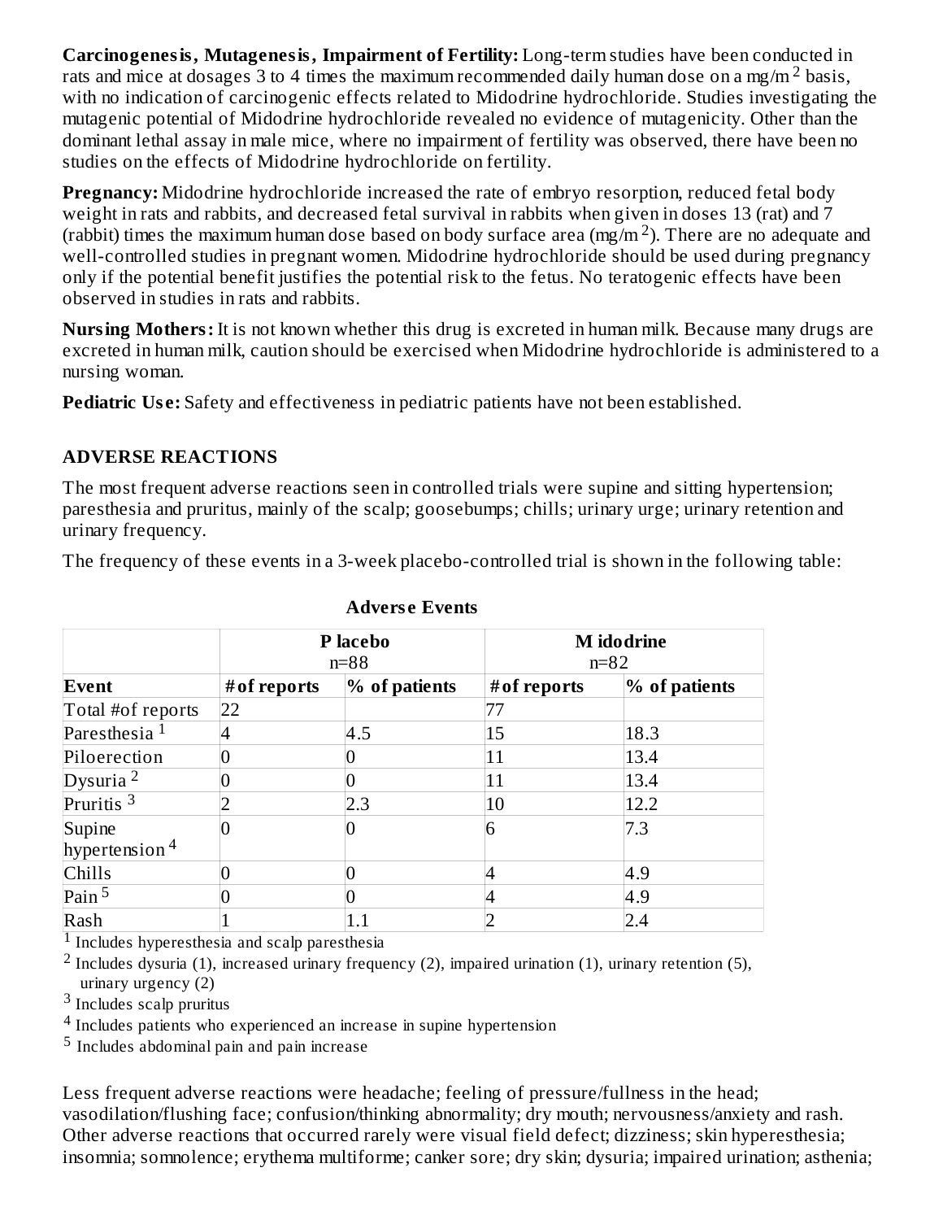**Carcinogenesis, Mutagenesis, Impairment of Fertility:** Long-term studies have been conducted in rats and mice at dosages 3 to 4 times the maximum recommended daily human dose on a mg/m$^2$ basis, with no indication of carcinogenic effects related to Midodrine hydrochloride. Studies investigating the mutagenic potential of Midodrine hydrochloride revealed no evidence of mutagenicity. Other than the dominant lethal assay in male mice, where no impairment of fertility was observed, there have been no studies on the effects of Midodrine hydrochloride on fertility.

**Pregnancy:** Midodrine hydrochloride increased the rate of embryo resorption, reduced fetal body weight in rats and rabbits, and decreased fetal survival in rabbits when given in doses 13 (rat) and 7 (rabbit) times the maximum human dose based on body surface area (mg/m$^2$). There are no adequate and well-controlled studies in pregnant women. Midodrine hydrochloride should be used during pregnancy only if the potential benefit justifies the potential risk to the fetus. No teratogenic effects have been observed in studies in rats and rabbits.

**Nursing Mothers:** It is not known whether this drug is excreted in human milk. Because many drugs are excreted in human milk, caution should be exercised when Midodrine hydrochloride is administered to a nursing woman.

**Pediatric Use:** Safety and effectiveness in pediatric patients have not been established.

## ADVERSE REACTIONS

The most frequent adverse reactions seen in controlled trials were supine and sitting hypertension; paresthesia and pruritus, mainly of the scalp; goosebumps; chills; urinary urge; urinary retention and urinary frequency.

The frequency of these events in a 3-week placebo-controlled trial is shown in the following table:

**Adverse Events**

| | Placebo n=88 | | Midodrine n=82 | |
|---|---|---|---|---|
| **Event** | **#of reports** | **% of patients** | **#of reports** | **% of patients** |
| Total #of reports | 22 | | 77 | |
| Paresthesia [1] | 4 | 4.5 | 15 | 18.3 |
| Piloerection | 0 | 0 | 11 | 13.4 |
| Dysuria [2] | 0 | 0 | 11 | 13.4 |
| Pruritis [3] | 2 | 2.3 | 10 | 12.2 |
| Supine hypertension [4] | 0 | 0 | 6 | 7.3 |
| Chills | 0 | 0 | 4 | 4.9 |
| Pain [5] | 0 | 0 | 4 | 4.9 |
| Rash | 1 | 1.1 | 2 | 2.4 |

[1] Includes hyperesthesia and scalp paresthesia

[2] Includes dysuria (1), increased urinary frequency (2), impaired urination (1), urinary retention (5), urinary urgency (2)

[3] Includes scalp pruritus

[4] Includes patients who experienced an increase in supine hypertension

[5] Includes abdominal pain and pain increase

Less frequent adverse reactions were headache; feeling of pressure/fullness in the head; vasodilation/flushing face; confusion/thinking abnormality; dry mouth; nervousness/anxiety and rash. Other adverse reactions that occurred rarely were visual field defect; dizziness; skin hyperesthesia; insomnia; somnolence; erythema multiforme; canker sore; dry skin; dysuria; impaired urination; asthenia;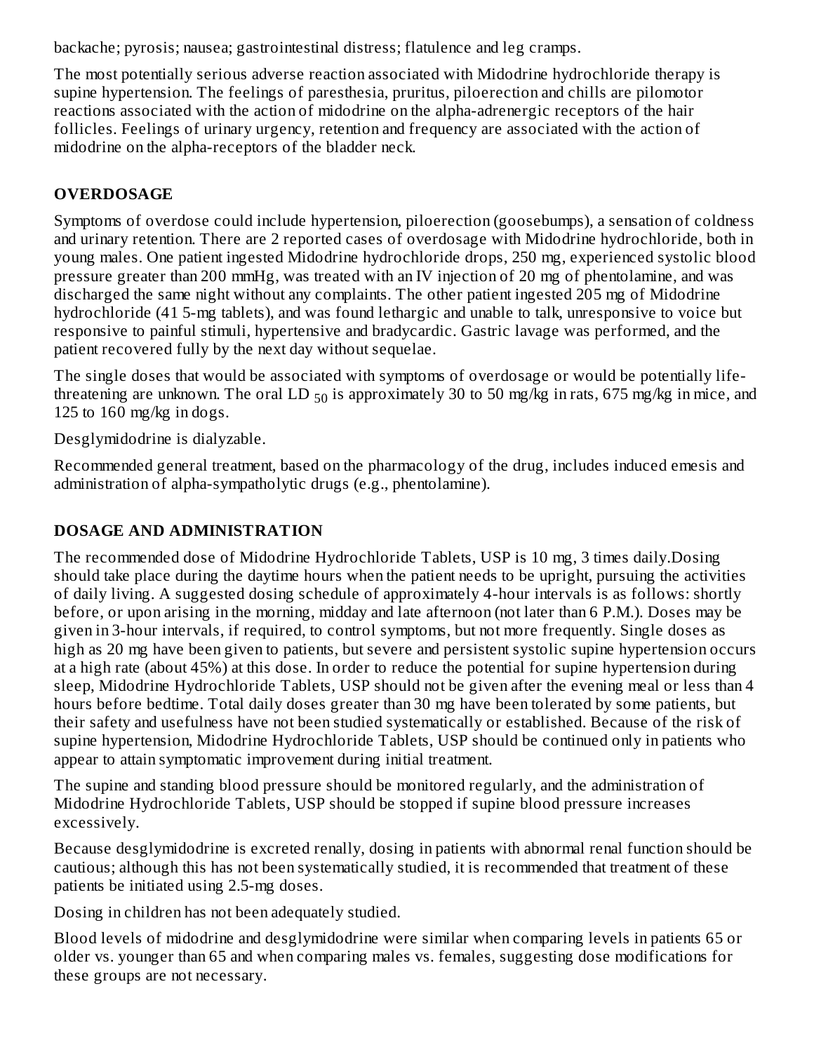backache; pyrosis; nausea; gastrointestinal distress; flatulence and leg cramps.

The most potentially serious adverse reaction associated with Midodrine hydrochloride therapy is supine hypertension. The feelings of paresthesia, pruritus, piloerection and chills are pilomotor reactions associated with the action of midodrine on the alpha-adrenergic receptors of the hair follicles. Feelings of urinary urgency, retention and frequency are associated with the action of midodrine on the alpha-receptors of the bladder neck.

## OVERDOSAGE

Symptoms of overdose could include hypertension, piloerection (goosebumps), a sensation of coldness and urinary retention. There are 2 reported cases of overdosage with Midodrine hydrochloride, both in young males. One patient ingested Midodrine hydrochloride drops, 250 mg, experienced systolic blood pressure greater than 200 mmHg, was treated with an IV injection of 20 mg of phentolamine, and was discharged the same night without any complaints. The other patient ingested 205 mg of Midodrine hydrochloride (41 5-mg tablets), and was found lethargic and unable to talk, unresponsive to voice but responsive to painful stimuli, hypertensive and bradycardic. Gastric lavage was performed, and the patient recovered fully by the next day without sequelae.

The single doses that would be associated with symptoms of overdosage or would be potentially life-threatening are unknown. The oral $LD_{50}$ is approximately 30 to 50 mg/kg in rats, 675 mg/kg in mice, and 125 to 160 mg/kg in dogs.

Desglymidodrine is dialyzable.

Recommended general treatment, based on the pharmacology of the drug, includes induced emesis and administration of alpha-sympatholytic drugs (e.g., phentolamine).

## DOSAGE AND ADMINISTRATION

The recommended dose of Midodrine Hydrochloride Tablets, USP is 10 mg, 3 times daily.Dosing should take place during the daytime hours when the patient needs to be upright, pursuing the activities of daily living. A suggested dosing schedule of approximately 4-hour intervals is as follows: shortly before, or upon arising in the morning, midday and late afternoon (not later than 6 P.M.). Doses may be given in 3-hour intervals, if required, to control symptoms, but not more frequently. Single doses as high as 20 mg have been given to patients, but severe and persistent systolic supine hypertension occurs at a high rate (about 45%) at this dose. In order to reduce the potential for supine hypertension during sleep, Midodrine Hydrochloride Tablets, USP should not be given after the evening meal or less than 4 hours before bedtime. Total daily doses greater than 30 mg have been tolerated by some patients, but their safety and usefulness have not been studied systematically or established. Because of the risk of supine hypertension, Midodrine Hydrochloride Tablets, USP should be continued only in patients who appear to attain symptomatic improvement during initial treatment.

The supine and standing blood pressure should be monitored regularly, and the administration of Midodrine Hydrochloride Tablets, USP should be stopped if supine blood pressure increases excessively.

Because desglymidodrine is excreted renally, dosing in patients with abnormal renal function should be cautious; although this has not been systematically studied, it is recommended that treatment of these patients be initiated using 2.5-mg doses.

Dosing in children has not been adequately studied.

Blood levels of midodrine and desglymidodrine were similar when comparing levels in patients 65 or older vs. younger than 65 and when comparing males vs. females, suggesting dose modifications for these groups are not necessary.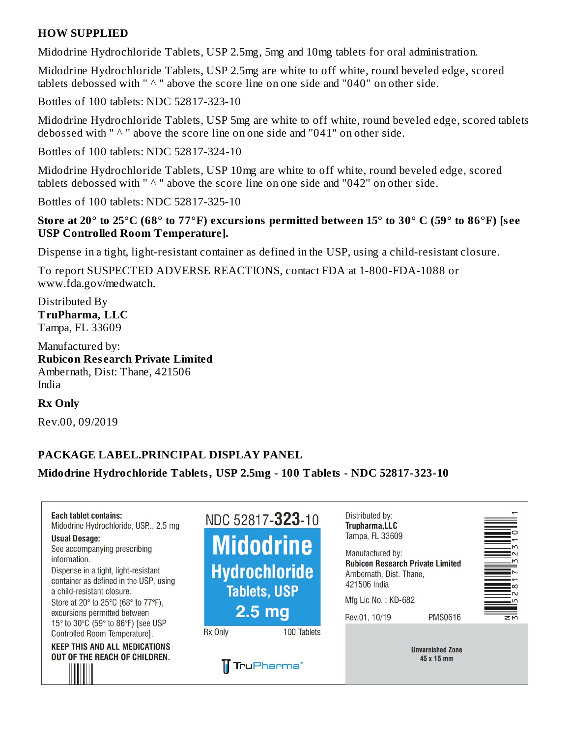## HOW SUPPLIED

Midodrine Hydrochloride Tablets, USP 2.5mg, 5mg and 10mg tablets for oral administration.

Midodrine Hydrochloride Tablets, USP 2.5mg are white to off white, round beveled edge, scored tablets debossed with " ^ " above the score line on one side and "040" on other side.

Bottles of 100 tablets: NDC 52817-323-10

Midodrine Hydrochloride Tablets, USP 5mg are white to off white, round beveled edge, scored tablets debossed with " ^ " above the score line on one side and "041" on other side.

Bottles of 100 tablets: NDC 52817-324-10

Midodrine Hydrochloride Tablets, USP 10mg are white to off white, round beveled edge, scored tablets debossed with " ^ " above the score line on one side and "042" on other side.

Bottles of 100 tablets: NDC 52817-325-10

**Store at 20° to 25°C (68° to 77°F) excursions permitted between 15° to 30° C (59° to 86°F) [see USP Controlled Room Temperature].**

Dispense in a tight, light-resistant container as defined in the USP, using a child-resistant closure.

To report SUSPECTED ADVERSE REACTIONS, contact FDA at 1-800-FDA-1088 or www.fda.gov/medwatch.

Distributed By
**TruPharma, LLC**
Tampa, FL 33609

Manufactured by:
**Rubicon Research Private Limited**
Ambernath, Dist: Thane, 421506
India

**Rx Only**

Rev.00, 09/2019

## PACKAGE LABEL.PRINCIPAL DISPLAY PANEL

**Midodrine Hydrochloride Tablets, USP 2.5mg - 100 Tablets - NDC 52817-323-10**

**Each tablet contains:**
Midodrine Hydrochloride, USP.. 2.5 mg
**Usual Dosage:**
See accompanying prescribing information.
Dispense in a tight, light-resistant container as defined in the USP, using a child-resistant closure.
Store at 20° to 25°C (68° to 77°F), excursions permitted between 15° to 30°C (59° to 86°F) [see USP Controlled Room Temperature].
**KEEP THIS AND ALL MEDICATIONS OUT OF THE REACH OF CHILDREN.**

NDC 52817-**323**-10
**Midodrine Hydrochloride Tablets, USP**
**2.5 mg**
Rx Only
100 Tablets
TruPharma™

Distributed by:
**Trupharma,LLC**
Tampa, FL 33609

Manufactured by:
**Rubicon Research Private Limited**
Ambernath, Dist. Thane,
421506 India
Mfg Lic No. : KD-682
Rev.01, 10/19
PMS0616

N 3 52817 32310 1

**Unvarnished Zone**
**45 x 15 mm**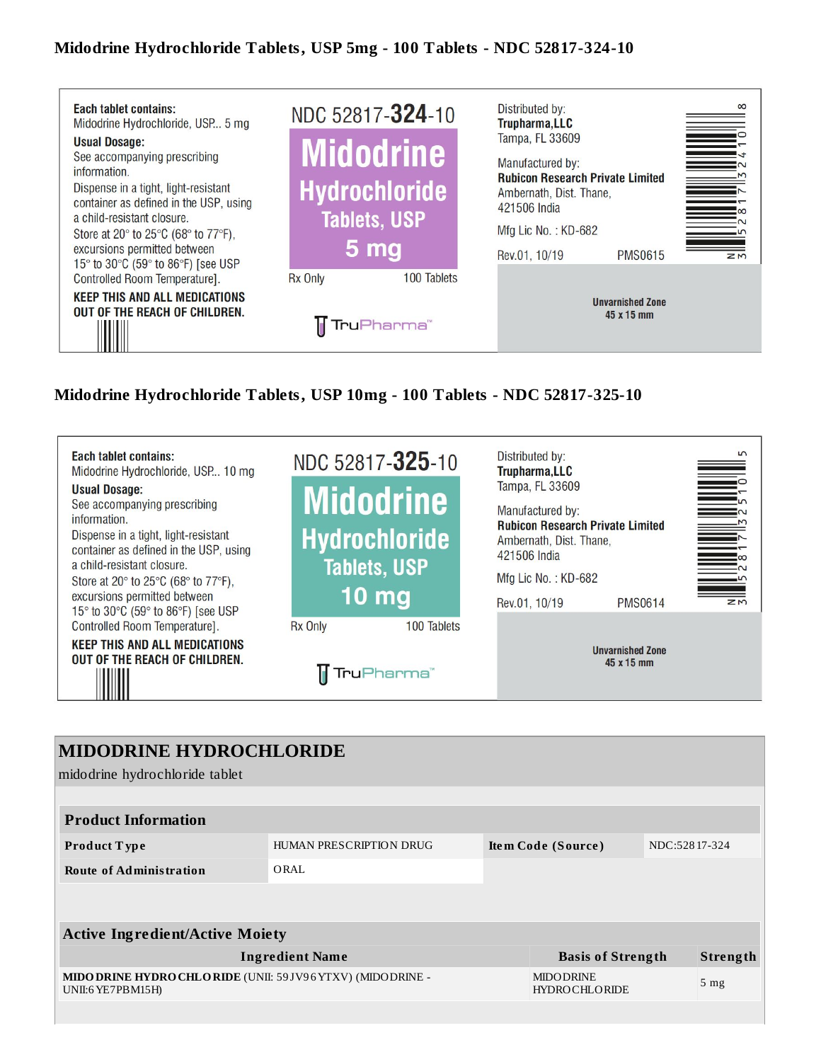**Midodrine Hydrochloride Tablets, USP 5mg - 100 Tablets - NDC 52817-324-10**

**Each tablet contains:**
Midodrine Hydrochloride, USP... 5 mg

**Usual Dosage:**
See accompanying prescribing information.

Dispense in a tight, light-resistant container as defined in the USP, using a child-resistant closure.

Store at 20° to 25°C (68° to 77°F), excursions permitted between 15° to 30°C (59° to 86°F) [see USP Controlled Room Temperature].

**KEEP THIS AND ALL MEDICATIONS OUT OF THE REACH OF CHILDREN.**

NDC 52817-**324**-10

**Midodrine Hydrochloride Tablets, USP**

**5 mg**

Rx Only

100 Tablets

TruPharma™

Distributed by:
**Trupharma,LLC**
Tampa, FL 33609

Manufactured by:
**Rubicon Research Private Limited**
Ambernath, Dist. Thane,
421506 India

Mfg Lic No. : KD-682

Rev.01, 10/19

PMS0615

3 52817 32410 8

**Unvarnished Zone**
**45 x 15 mm**

**Midodrine Hydrochloride Tablets, USP 10mg - 100 Tablets - NDC 52817-325-10**

**Each tablet contains:**
Midodrine Hydrochloride, USP... 10 mg

**Usual Dosage:**
See accompanying prescribing information.

Dispense in a tight, light-resistant container as defined in the USP, using a child-resistant closure.

Store at 20° to 25°C (68° to 77°F), excursions permitted between 15° to 30°C (59° to 86°F) [see USP Controlled Room Temperature].

**KEEP THIS AND ALL MEDICATIONS OUT OF THE REACH OF CHILDREN.**

NDC 52817-**325**-10

**Midodrine Hydrochloride Tablets, USP**

**10 mg**

Rx Only

100 Tablets

TruPharma™

Distributed by:
**Trupharma,LLC**
Tampa, FL 33609

Manufactured by:
**Rubicon Research Private Limited**
Ambernath, Dist. Thane,
421506 India

Mfg Lic No. : KD-682

Rev.01, 10/19

PMS0614

3 52817 32510 5

**Unvarnished Zone**
**45 x 15 mm**

# MIDODRINE HYDROCHLORIDE

midodrine hydrochloride tablet

| Product Information | | | |
|---|---|---|---|
| **Product Type** | HUMAN PRESCRIPTION DRUG | **Item Code (Source)** | NDC:52817-324 |
| **Route of Administration** | ORAL | | |

| Active Ingredient/Active Moiety | | |
|---|---|---|
| **Ingredient Name** | **Basis of Strength** | **Strength** |
| **MIDODRINE HYDROCHLORIDE** (UNII: 59JV96YTXV) (MIDODRINE - UNII:6YE7PBM15H) | MIDODRINE HYDROCHLORIDE | 5 mg |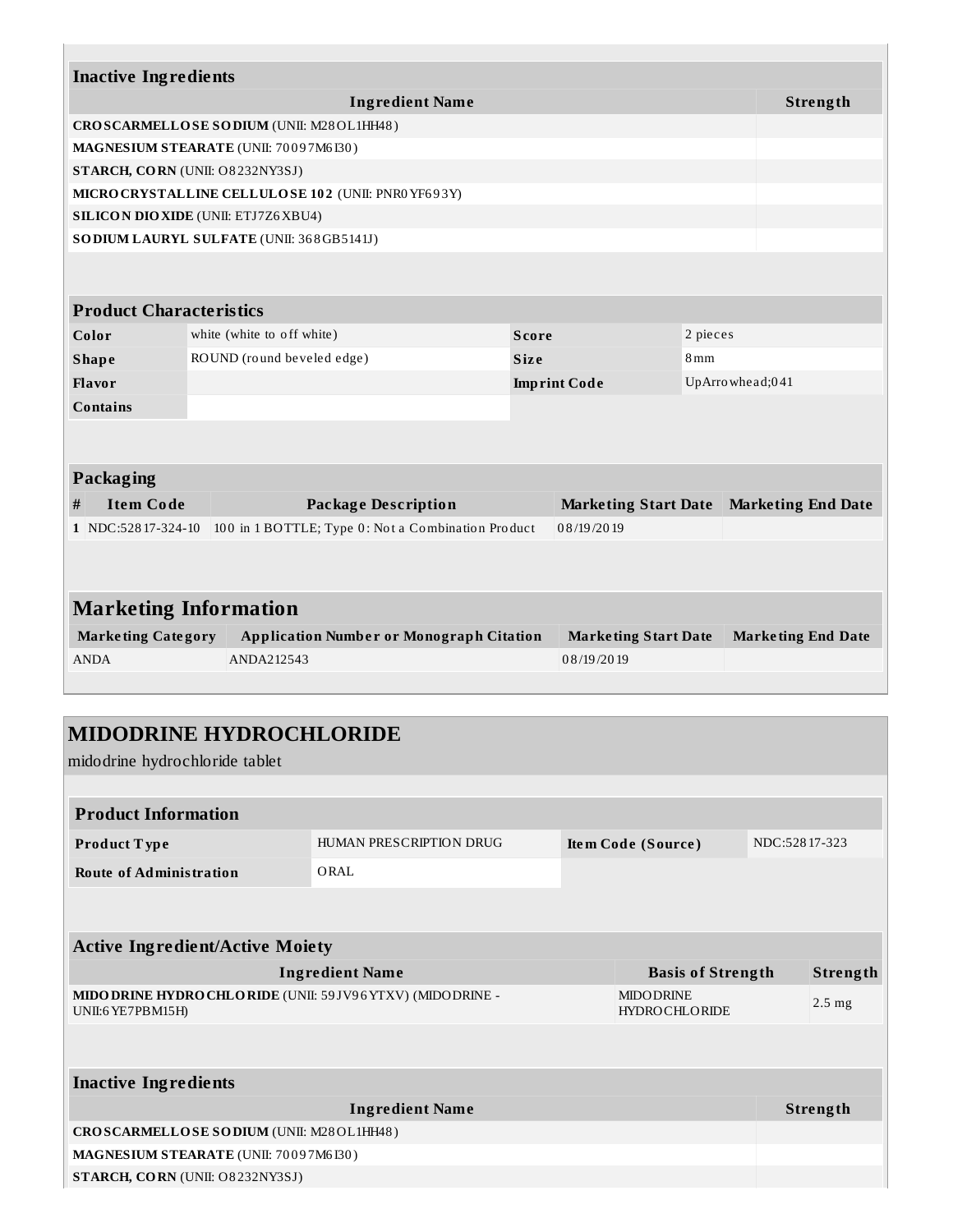| Inactive Ingredients | |
|---|---|
| **Ingredient Name** | **Strength** |
| **CROSCARMELLOSE SODIUM** (UNII: M28OL1HH48) | |
| **MAGNESIUM STEARATE** (UNII: 70097M6I30) | |
| **STARCH, CORN** (UNII: O8232NY3SJ) | |
| **MICROCRYSTALLINE CELLULOSE 102** (UNII: PNR0YF693Y) | |
| **SILICON DIOXIDE** (UNII: ETJ7Z6XBU4) | |
| **SODIUM LAURYL SULFATE** (UNII: 368GB5141J) | |

| Product Characteristics | | | |
|---|---|---|---|
| **Color** | white (white to off white) | **Score** | 2 pieces |
| **Shape** | ROUND (round beveled edge) | **Size** | 8mm |
| **Flavor** | | **Imprint Code** | UpArrowhead;041 |
| **Contains** | | | |

| Packaging | | | | |
|---|---|---|---|---|
| **#** | **Item Code** | **Package Description** | **Marketing Start Date** | **Marketing End Date** |
| 1 | NDC:52817-324-10 | 100 in 1 BOTTLE; Type 0: Not a Combination Product | 08/19/2019 | |

| Marketing Information | | | |
|---|---|---|---|
| **Marketing Category** | **Application Number or Monograph Citation** | **Marketing Start Date** | **Marketing End Date** |
| ANDA | ANDA212543 | 08/19/2019 | |

## MIDODRINE HYDROCHLORIDE

midodrine hydrochloride tablet

| Product Information | | | |
|---|---|---|---|
| **Product Type** | HUMAN PRESCRIPTION DRUG | **Item Code (Source)** | NDC:52817-323 |
| **Route of Administration** | ORAL | | |

| Active Ingredient/Active Moiety | | |
|---|---|---|
| **Ingredient Name** | **Basis of Strength** | **Strength** |
| **MIDODRINE HYDROCHLORIDE** (UNII: 59JV96YTXV) (MIDODRINE - UNII:6YE7PBM15H) | MIDODRINE HYDROCHLORIDE | 2.5 mg |

| Inactive Ingredients | |
|---|---|
| **Ingredient Name** | **Strength** |
| **CROSCARMELLOSE SODIUM** (UNII: M28OL1HH48) | |
| **MAGNESIUM STEARATE** (UNII: 70097M6I30) | |
| **STARCH, CORN** (UNII: O8232NY3SJ) | |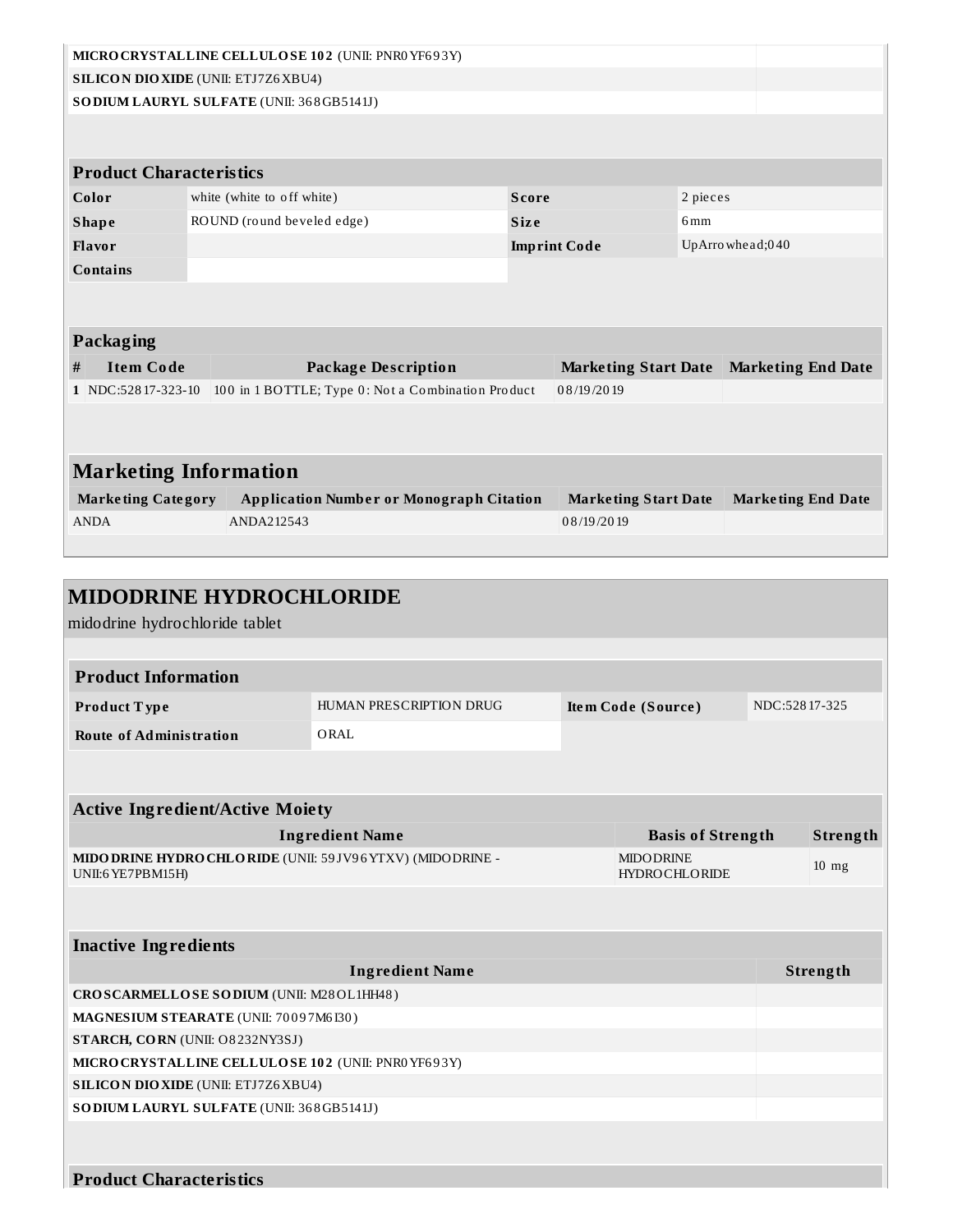| | |
|---|---|
| **MICROCRYSTALLINE CELLULOSE 102** (UNII: PNR0YF693Y) | |
| **SILICON DIOXIDE** (UNII: ETJ7Z6XBU4) | |
| **SODIUM LAURYL SULFATE** (UNII: 368GB5141J) | |

| Product Characteristics | | | |
|---|---|---|---|
| **Color** | white (white to off white) | **Score** | 2 pieces |
| **Shape** | ROUND (round beveled edge) | **Size** | 6mm |
| **Flavor** | | **Imprint Code** | UpArrowhead;040 |
| **Contains** | | | |

| Packaging | | | | |
|---|---|---|---|---|
| **#** | **Item Code** | **Package Description** | **Marketing Start Date** | **Marketing End Date** |
| **1** | NDC:52817-323-10 | 100 in 1 BOTTLE; Type 0: Not a Combination Product | 08/19/2019 | |

## Marketing Information

| Marketing Category | Application Number or Monograph Citation | Marketing Start Date | Marketing End Date |
|---|---|---|---|
| ANDA | ANDA212543 | 08/19/2019 | |

# MIDODRINE HYDROCHLORIDE

midodrine hydrochloride tablet

| Product Information | | | |
|---|---|---|---|
| **Product Type** | HUMAN PRESCRIPTION DRUG | **Item Code (Source)** | NDC:52817-325 |
| **Route of Administration** | ORAL | | |

| Active Ingredient/Active Moiety | | |
|---|---|---|
| **Ingredient Name** | **Basis of Strength** | **Strength** |
| **MIDODRINE HYDROCHLORIDE** (UNII: 59JV96YTXV) (MIDODRINE - UNII:6YE7PBM15H) | MIDODRINE HYDROCHLORIDE | 10 mg |

| Inactive Ingredients | |
|---|---|
| **Ingredient Name** | **Strength** |
| **CROSCARMELLOSE SODIUM** (UNII: M28OL1HH48) | |
| **MAGNESIUM STEARATE** (UNII: 70097M6I30) | |
| **STARCH, CORN** (UNII: O8232NY3SJ) | |
| **MICROCRYSTALLINE CELLULOSE 102** (UNII: PNR0YF693Y) | |
| **SILICON DIOXIDE** (UNII: ETJ7Z6XBU4) | |
| **SODIUM LAURYL SULFATE** (UNII: 368GB5141J) | |

### Product Characteristics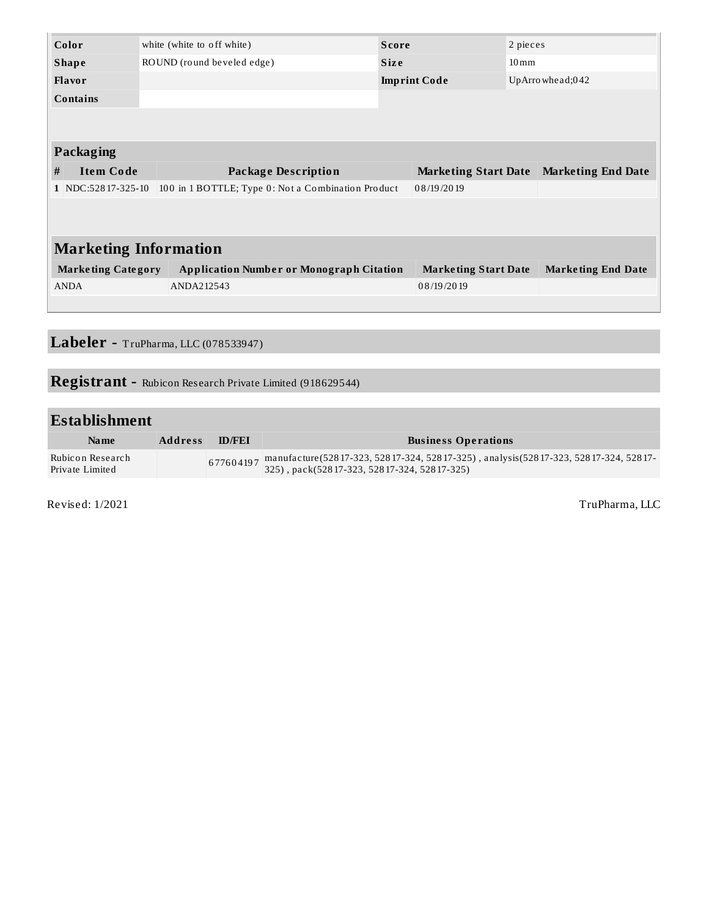| | | | |
|---|---|---|---|
| **Color** | white (white to off white) | **Score** | 2 pieces |
| **Shape** | ROUND (round beveled edge) | **Size** | 10mm |
| **Flavor** | | **Imprint Code** | UpArrowhead;042 |
| **Contains** | | | |

### Packaging

| # | Item Code | Package Description | Marketing Start Date | Marketing End Date |
|---|---|---|---|---|
| 1 | NDC:52817-325-10 | 100 in 1 BOTTLE; Type 0: Not a Combination Product | 08/19/2019 | |

### Marketing Information

| Marketing Category | Application Number or Monograph Citation | Marketing Start Date | Marketing End Date |
|---|---|---|---|
| ANDA | ANDA212543 | 08/19/2019 | |

## Labeler - TruPharma, LLC (078533947)

## Registrant - Rubicon Research Private Limited (918629544)

## Establishment

| Name | Address | ID/FEI | Business Operations |
|---|---|---|---|
| Rubicon Research Private Limited | | 677604197 | manufacture(52817-323, 52817-324, 52817-325) , analysis(52817-323, 52817-324, 52817-325) , pack(52817-323, 52817-324, 52817-325) |

Revised: 1/2021

TruPharma, LLC